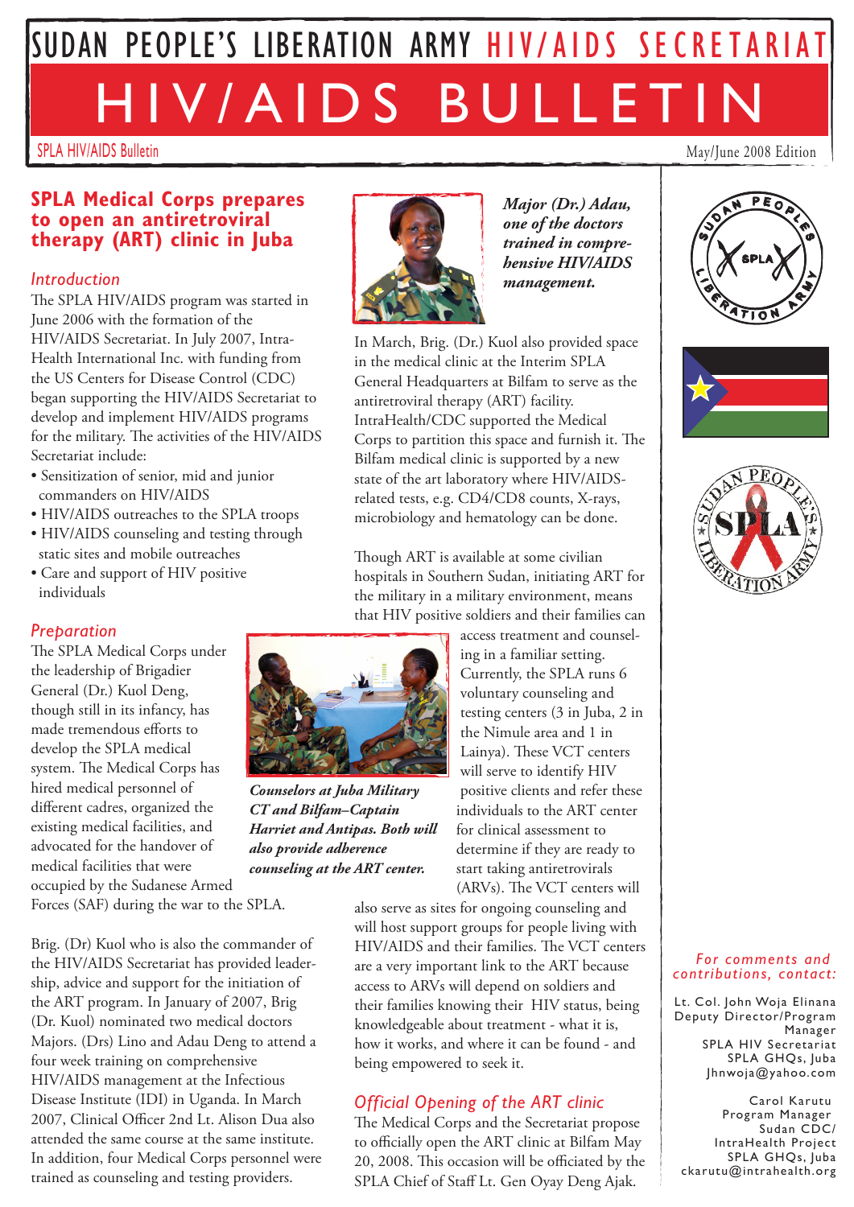# SUDAN PEOPLE'S LIBERATION ARMY HIV/AIDS SECRETARIAT

# HIV/AIDS BULLETIN

SPLA HIV/AIDS Bulletin

May/June 2008 Edition

## SPLA Medical Corps prepares to open an antiretroviral therapy (ART) clinic in Juba

### *Introduction*

The SPLA HIV/AIDS program was started in June 2006 with the formation of the HIV/AIDS Secretariat. In July 2007, Intra-Health International Inc. with funding from the US Centers for Disease Control (CDC) began supporting the HIV/AIDS Secretariat to develop and implement HIV/AIDS programs for the military. The activities of the HIV/AIDS Secretariat include:

- Sensitization of senior, mid and junior commanders on HIV/AIDS
- HIV/AIDS outreaches to the SPLA troops
- HIV/AIDS counseling and testing through static sites and mobile outreaches
- Care and support of HIV positive individuals

### *Preparation*

The SPLA Medical Corps under the leadership of Brigadier General (Dr.) Kuol Deng, though still in its infancy, has made tremendous efforts to develop the SPLA medical system. The Medical Corps has hired medical personnel of different cadres, organized the existing medical facilities, and advocated for the handover of medical facilities that were occupied by the Sudanese Armed Forces (SAF) during the war to the SPLA.

*Counselors at Juba Military CT and Bilfam–Captain Harriet and Antipas. Both will also provide adherence counseling at the ART center.*

Brig. (Dr) Kuol who is also the commander of the HIV/AIDS Secretariat has provided leadership, advice and support for the initiation of the ART program. In January of 2007, Brig (Dr. Kuol) nominated two medical doctors Majors. (Drs) Lino and Adau Deng to attend a four week training on comprehensive HIV/AIDS management at the Infectious Disease Institute (IDI) in Uganda. In March 2007, Clinical Officer 2nd Lt. Alison Dua also attended the same course at the same institute. In addition, four Medical Corps personnel were trained as counseling and testing providers.

*Major (Dr.) Adau, one of the doctors trained in comprehensive HIV/AIDS management.*

In March, Brig. (Dr.) Kuol also provided space in the medical clinic at the Interim SPLA General Headquarters at Bilfam to serve as the antiretroviral therapy (ART) facility. IntraHealth/CDC supported the Medical Corps to partition this space and furnish it. The Bilfam medical clinic is supported by a new state of the art laboratory where HIV/AIDS-related tests, e.g. CD4/CD8 counts, X-rays, microbiology and hematology can be done.

Though ART is available at some civilian hospitals in Southern Sudan, initiating ART for the military in a military environment, means that HIV positive soldiers and their families can access treatment and counseling in a familiar setting. Currently, the SPLA runs 6 voluntary counseling and testing centers (3 in Juba, 2 in the Nimule area and 1 in Lainya). These VCT centers will serve to identify HIV positive clients and refer these individuals to the ART center for clinical assessment to determine if they are ready to start taking antiretrovirals (ARVs). The VCT centers will also serve as sites for ongoing counseling and will host support groups for people living with HIV/AIDS and their families. The VCT centers are a very important link to the ART because access to ARVs will depend on soldiers and their families knowing their HIV status, being knowledgeable about treatment - what it is, how it works, and where it can be found - and being empowered to seek it.

### *Official Opening of the ART clinic*

The Medical Corps and the Secretariat propose to officially open the ART clinic at Bilfam May 20, 2008. This occasion will be officiated by the SPLA Chief of Staff Lt. Gen Oyay Deng Ajak.

*For comments and contributions, contact:*

Lt. Col. John Woja Elinana
Deputy Director/Program Manager
SPLA HIV Secretariat
SPLA GHQs, Juba
Jhnwoja@yahoo.com

Carol Karutu
Program Manager
Sudan CDC/IntraHealth Project
SPLA GHQs, Juba
ckarutu@intrahealth.org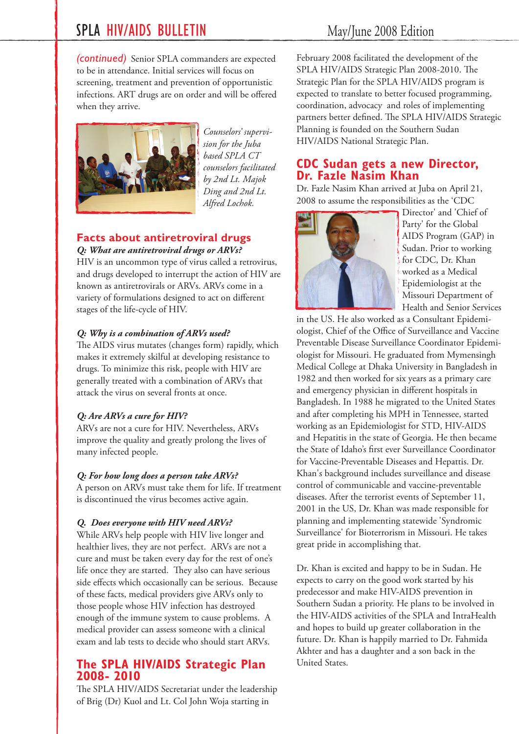*(continued)* Senior SPLA commanders are expected to be in attendance. Initial services will focus on screening, treatment and prevention of opportunistic infections. ART drugs are on order and will be offered when they arrive.

*Counselors' supervision for the Juba based SPLA CT counselors facilitated by 2nd Lt. Majok Ding and 2nd Lt. Alfred Lochok.*

## Facts about antiretroviral drugs

***Q: What are antiretroviral drugs or ARVs?***

HIV is an uncommon type of virus called a retrovirus, and drugs developed to interrupt the action of HIV are known as antiretrovirals or ARVs. ARVs come in a variety of formulations designed to act on different stages of the life-cycle of HIV.

***Q: Why is a combination of ARVs used?***

The AIDS virus mutates (changes form) rapidly, which makes it extremely skilful at developing resistance to drugs. To minimize this risk, people with HIV are generally treated with a combination of ARVs that attack the virus on several fronts at once.

***Q: Are ARVs a cure for HIV?***

ARVs are not a cure for HIV. Nevertheless, ARVs improve the quality and greatly prolong the lives of many infected people.

***Q: For how long does a person take ARVs?***

A person on ARVs must take them for life. If treatment is discontinued the virus becomes active again.

***Q. Does everyone with HIV need ARVs?***

While ARVs help people with HIV live longer and healthier lives, they are not perfect. ARVs are not a cure and must be taken every day for the rest of one's life once they are started. They also can have serious side effects which occasionally can be serious. Because of these facts, medical providers give ARVs only to those people whose HIV infection has destroyed enough of the immune system to cause problems. A medical provider can assess someone with a clinical exam and lab tests to decide who should start ARVs.

## The SPLA HIV/AIDS Strategic Plan 2008- 2010

The SPLA HIV/AIDS Secretariat under the leadership of Brig (Dr) Kuol and Lt. Col John Woja starting in February 2008 facilitated the development of the SPLA HIV/AIDS Strategic Plan 2008-2010. The Strategic Plan for the SPLA HIV/AIDS program is expected to translate to better focused programming, coordination, advocacy and roles of implementing partners better defined. The SPLA HIV/AIDS Strategic Planning is founded on the Southern Sudan HIV/AIDS National Strategic Plan.

## CDC Sudan gets a new Director, Dr. Fazle Nasim Khan

Dr. Fazle Nasim Khan arrived at Juba on April 21, 2008 to assume the responsibilities as the 'CDC Director' and 'Chief of Party' for the Global AIDS Program (GAP) in Sudan. Prior to working for CDC, Dr. Khan worked as a Medical Epidemiologist at the Missouri Department of Health and Senior Services in the US. He also worked as a Consultant Epidemiologist, Chief of the Office of Surveillance and Vaccine Preventable Disease Surveillance Coordinator Epidemiologist for Missouri. He graduated from Mymensingh Medical College at Dhaka University in Bangladesh in 1982 and then worked for six years as a primary care and emergency physician in different hospitals in Bangladesh. In 1988 he migrated to the United States and after completing his MPH in Tennessee, started working as an Epidemiologist for STD, HIV-AIDS and Hepatitis in the state of Georgia. He then became the State of Idaho's first ever Surveillance Coordinator for Vaccine-Preventable Diseases and Hepatitis. Dr. Khan's background includes surveillance and disease control of communicable and vaccine-preventable diseases. After the terrorist events of September 11, 2001 in the US, Dr. Khan was made responsible for planning and implementing statewide 'Syndromic Surveillance' for Bioterrorism in Missouri. He takes great pride in accomplishing that.

Dr. Khan is excited and happy to be in Sudan. He expects to carry on the good work started by his predecessor and make HIV-AIDS prevention in Southern Sudan a priority. He plans to be involved in the HIV-AIDS activities of the SPLA and IntraHealth and hopes to build up greater collaboration in the future. Dr. Khan is happily married to Dr. Fahmida Akhter and has a daughter and a son back in the United States.